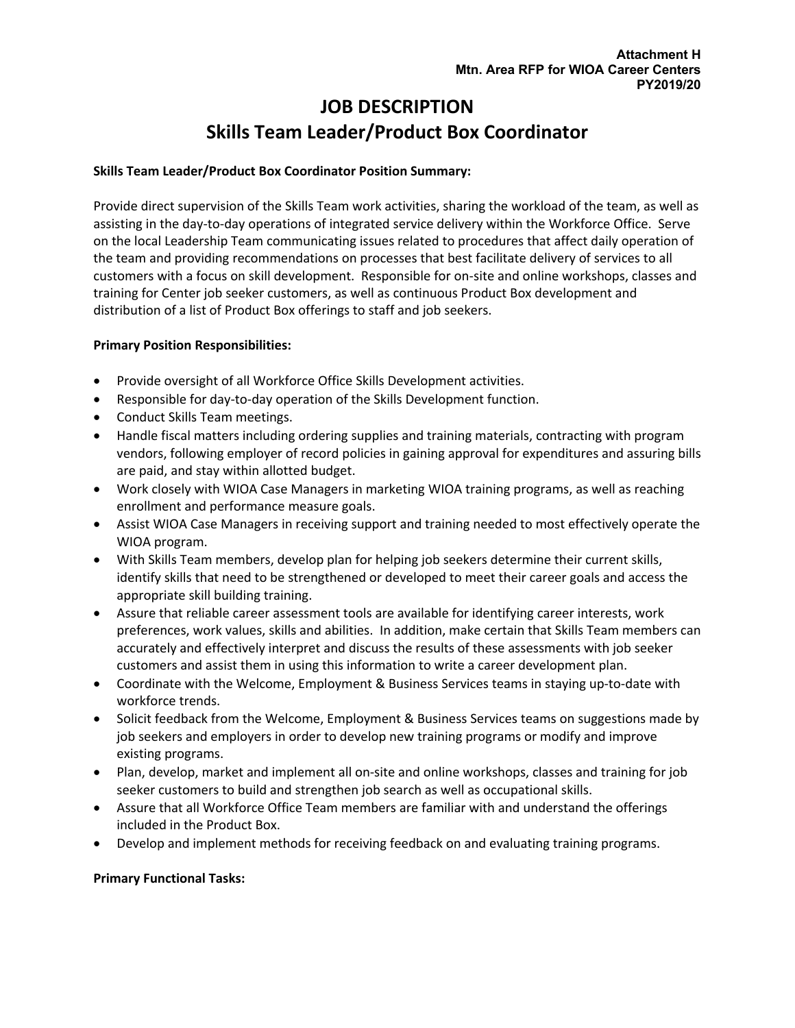**Attachment H**
**Mtn. Area RFP for WIOA Career Centers**
**PY2019/20**

# JOB DESCRIPTION
# Skills Team Leader/Product Box Coordinator

**Skills Team Leader/Product Box Coordinator Position Summary:**

Provide direct supervision of the Skills Team work activities, sharing the workload of the team, as well as assisting in the day-to-day operations of integrated service delivery within the Workforce Office. Serve on the local Leadership Team communicating issues related to procedures that affect daily operation of the team and providing recommendations on processes that best facilitate delivery of services to all customers with a focus on skill development. Responsible for on-site and online workshops, classes and training for Center job seeker customers, as well as continuous Product Box development and distribution of a list of Product Box offerings to staff and job seekers.

**Primary Position Responsibilities:**

- Provide oversight of all Workforce Office Skills Development activities.
- Responsible for day-to-day operation of the Skills Development function.
- Conduct Skills Team meetings.
- Handle fiscal matters including ordering supplies and training materials, contracting with program vendors, following employer of record policies in gaining approval for expenditures and assuring bills are paid, and stay within allotted budget.
- Work closely with WIOA Case Managers in marketing WIOA training programs, as well as reaching enrollment and performance measure goals.
- Assist WIOA Case Managers in receiving support and training needed to most effectively operate the WIOA program.
- With Skills Team members, develop plan for helping job seekers determine their current skills, identify skills that need to be strengthened or developed to meet their career goals and access the appropriate skill building training.
- Assure that reliable career assessment tools are available for identifying career interests, work preferences, work values, skills and abilities. In addition, make certain that Skills Team members can accurately and effectively interpret and discuss the results of these assessments with job seeker customers and assist them in using this information to write a career development plan.
- Coordinate with the Welcome, Employment & Business Services teams in staying up-to-date with workforce trends.
- Solicit feedback from the Welcome, Employment & Business Services teams on suggestions made by job seekers and employers in order to develop new training programs or modify and improve existing programs.
- Plan, develop, market and implement all on-site and online workshops, classes and training for job seeker customers to build and strengthen job search as well as occupational skills.
- Assure that all Workforce Office Team members are familiar with and understand the offerings included in the Product Box.
- Develop and implement methods for receiving feedback on and evaluating training programs.

**Primary Functional Tasks:**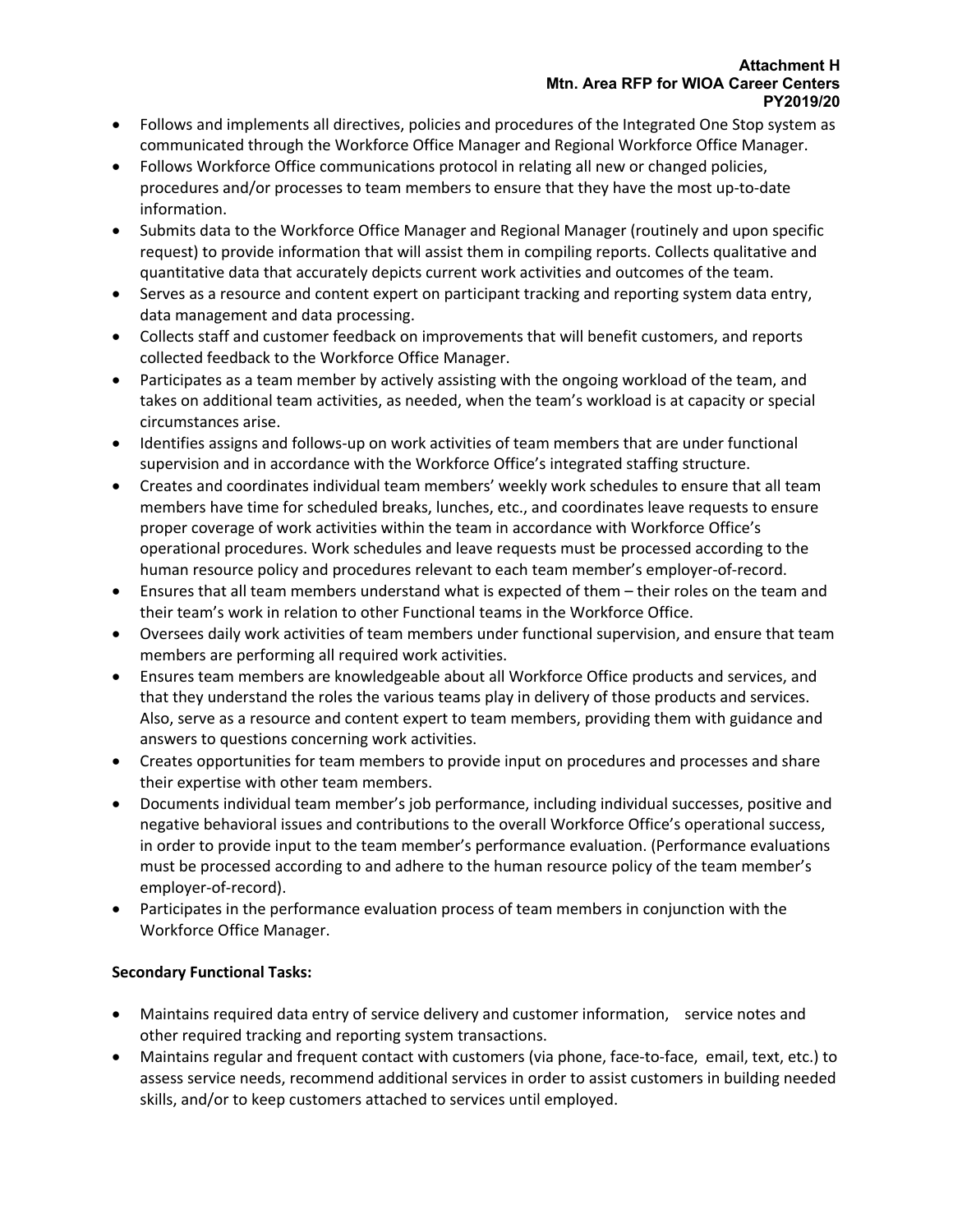- Follows and implements all directives, policies and procedures of the Integrated One Stop system as communicated through the Workforce Office Manager and Regional Workforce Office Manager.
- Follows Workforce Office communications protocol in relating all new or changed policies, procedures and/or processes to team members to ensure that they have the most up-to-date information.
- Submits data to the Workforce Office Manager and Regional Manager (routinely and upon specific request) to provide information that will assist them in compiling reports. Collects qualitative and quantitative data that accurately depicts current work activities and outcomes of the team.
- Serves as a resource and content expert on participant tracking and reporting system data entry, data management and data processing.
- Collects staff and customer feedback on improvements that will benefit customers, and reports collected feedback to the Workforce Office Manager.
- Participates as a team member by actively assisting with the ongoing workload of the team, and takes on additional team activities, as needed, when the team's workload is at capacity or special circumstances arise.
- Identifies assigns and follows-up on work activities of team members that are under functional supervision and in accordance with the Workforce Office's integrated staffing structure.
- Creates and coordinates individual team members' weekly work schedules to ensure that all team members have time for scheduled breaks, lunches, etc., and coordinates leave requests to ensure proper coverage of work activities within the team in accordance with Workforce Office's operational procedures. Work schedules and leave requests must be processed according to the human resource policy and procedures relevant to each team member's employer-of-record.
- Ensures that all team members understand what is expected of them – their roles on the team and their team's work in relation to other Functional teams in the Workforce Office.
- Oversees daily work activities of team members under functional supervision, and ensure that team members are performing all required work activities.
- Ensures team members are knowledgeable about all Workforce Office products and services, and that they understand the roles the various teams play in delivery of those products and services. Also, serve as a resource and content expert to team members, providing them with guidance and answers to questions concerning work activities.
- Creates opportunities for team members to provide input on procedures and processes and share their expertise with other team members.
- Documents individual team member's job performance, including individual successes, positive and negative behavioral issues and contributions to the overall Workforce Office's operational success, in order to provide input to the team member's performance evaluation. (Performance evaluations must be processed according to and adhere to the human resource policy of the team member's employer-of-record).
- Participates in the performance evaluation process of team members in conjunction with the Workforce Office Manager.

**Secondary Functional Tasks:**

- Maintains required data entry of service delivery and customer information, service notes and other required tracking and reporting system transactions.
- Maintains regular and frequent contact with customers (via phone, face-to-face, email, text, etc.) to assess service needs, recommend additional services in order to assist customers in building needed skills, and/or to keep customers attached to services until employed.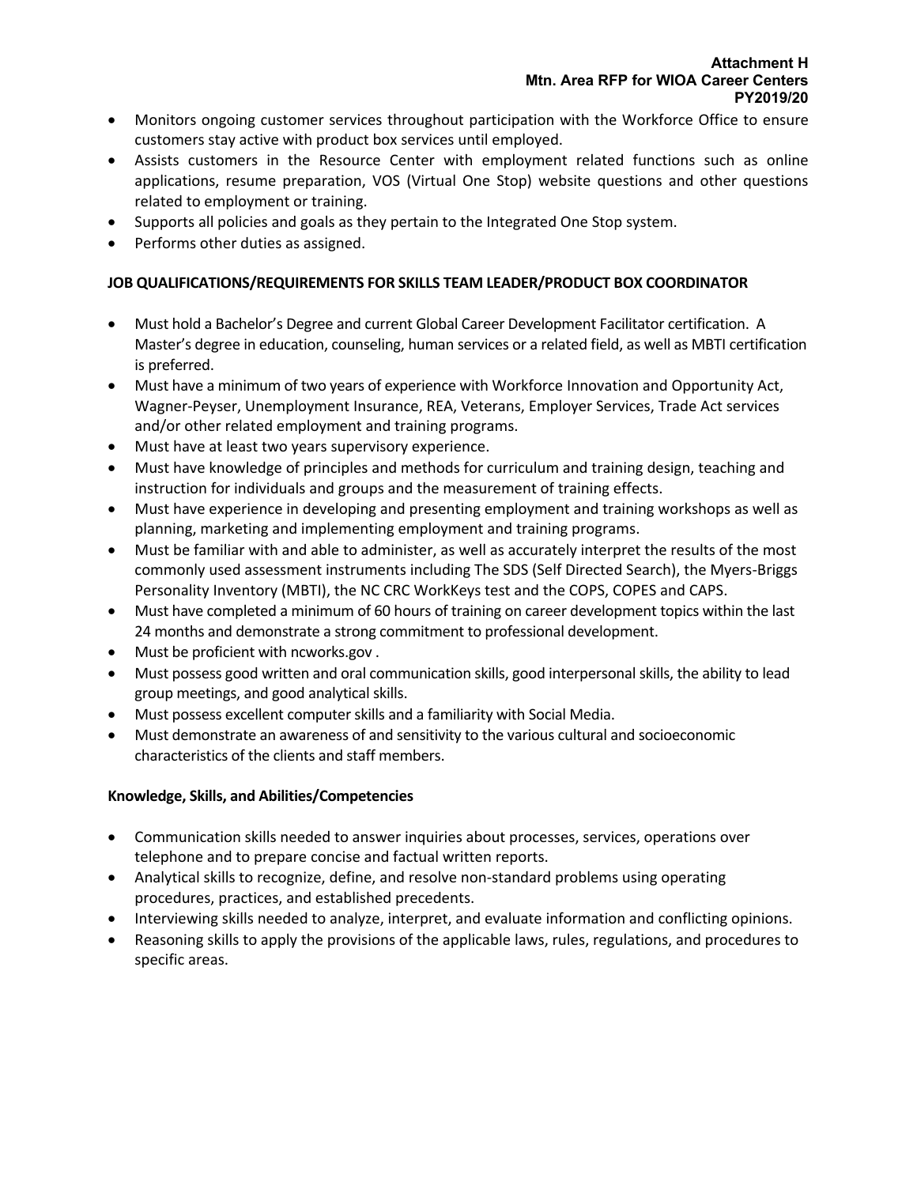- Monitors ongoing customer services throughout participation with the Workforce Office to ensure customers stay active with product box services until employed.
- Assists customers in the Resource Center with employment related functions such as online applications, resume preparation, VOS (Virtual One Stop) website questions and other questions related to employment or training.
- Supports all policies and goals as they pertain to the Integrated One Stop system.
- Performs other duties as assigned.

**JOB QUALIFICATIONS/REQUIREMENTS FOR SKILLS TEAM LEADER/PRODUCT BOX COORDINATOR**

- Must hold a Bachelor's Degree and current Global Career Development Facilitator certification. A Master's degree in education, counseling, human services or a related field, as well as MBTI certification is preferred.
- Must have a minimum of two years of experience with Workforce Innovation and Opportunity Act, Wagner-Peyser, Unemployment Insurance, REA, Veterans, Employer Services, Trade Act services and/or other related employment and training programs.
- Must have at least two years supervisory experience.
- Must have knowledge of principles and methods for curriculum and training design, teaching and instruction for individuals and groups and the measurement of training effects.
- Must have experience in developing and presenting employment and training workshops as well as planning, marketing and implementing employment and training programs.
- Must be familiar with and able to administer, as well as accurately interpret the results of the most commonly used assessment instruments including The SDS (Self Directed Search), the Myers-Briggs Personality Inventory (MBTI), the NC CRC WorkKeys test and the COPS, COPES and CAPS.
- Must have completed a minimum of 60 hours of training on career development topics within the last 24 months and demonstrate a strong commitment to professional development.
- Must be proficient with ncworks.gov .
- Must possess good written and oral communication skills, good interpersonal skills, the ability to lead group meetings, and good analytical skills.
- Must possess excellent computer skills and a familiarity with Social Media.
- Must demonstrate an awareness of and sensitivity to the various cultural and socioeconomic characteristics of the clients and staff members.

**Knowledge, Skills, and Abilities/Competencies**

- Communication skills needed to answer inquiries about processes, services, operations over telephone and to prepare concise and factual written reports.
- Analytical skills to recognize, define, and resolve non-standard problems using operating procedures, practices, and established precedents.
- Interviewing skills needed to analyze, interpret, and evaluate information and conflicting opinions.
- Reasoning skills to apply the provisions of the applicable laws, rules, regulations, and procedures to specific areas.